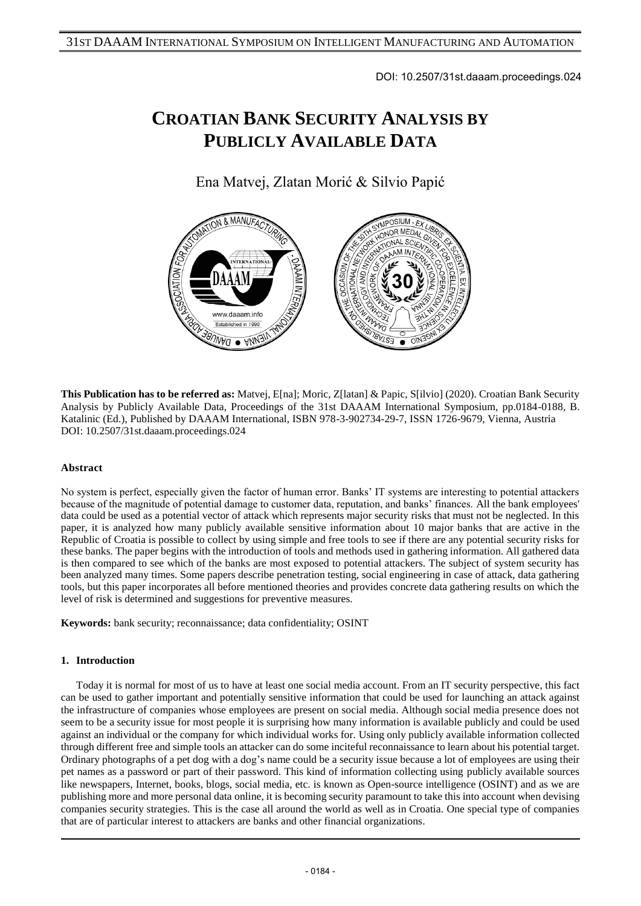DOI: 10.2507/31st.daaam.proceedings.024

# CROATIAN BANK SECURITY ANALYSIS BY PUBLICLY AVAILABLE DATA

Ena Matvej, Zlatan Morić & Silvio Papić

**This Publication has to be referred as:** Matvej, E[na]; Moric, Z[latan] & Papic, S[ilvio] (2020). Croatian Bank Security Analysis by Publicly Available Data, Proceedings of the 31st DAAAM International Symposium, pp.0184-0188, B. Katalinic (Ed.), Published by DAAAM International, ISBN 978-3-902734-29-7, ISSN 1726-9679, Vienna, Austria DOI: 10.2507/31st.daaam.proceedings.024

### Abstract

No system is perfect, especially given the factor of human error. Banks' IT systems are interesting to potential attackers because of the magnitude of potential damage to customer data, reputation, and banks' finances. All the bank employees' data could be used as a potential vector of attack which represents major security risks that must not be neglected. In this paper, it is analyzed how many publicly available sensitive information about 10 major banks that are active in the Republic of Croatia is possible to collect by using simple and free tools to see if there are any potential security risks for these banks. The paper begins with the introduction of tools and methods used in gathering information. All gathered data is then compared to see which of the banks are most exposed to potential attackers. The subject of system security has been analyzed many times. Some papers describe penetration testing, social engineering in case of attack, data gathering tools, but this paper incorporates all before mentioned theories and provides concrete data gathering results on which the level of risk is determined and suggestions for preventive measures.

**Keywords:** bank security; reconnaissance; data confidentiality; OSINT

## 1. Introduction

Today it is normal for most of us to have at least one social media account. From an IT security perspective, this fact can be used to gather important and potentially sensitive information that could be used for launching an attack against the infrastructure of companies whose employees are present on social media. Although social media presence does not seem to be a security issue for most people it is surprising how many information is available publicly and could be used against an individual or the company for which individual works for. Using only publicly available information collected through different free and simple tools an attacker can do some inciteful reconnaissance to learn about his potential target. Ordinary photographs of a pet dog with a dog's name could be a security issue because a lot of employees are using their pet names as a password or part of their password. This kind of information collecting using publicly available sources like newspapers, Internet, books, blogs, social media, etc. is known as Open-source intelligence (OSINT) and as we are publishing more and more personal data online, it is becoming security paramount to take this into account when devising companies security strategies. This is the case all around the world as well as in Croatia. One special type of companies that are of particular interest to attackers are banks and other financial organizations.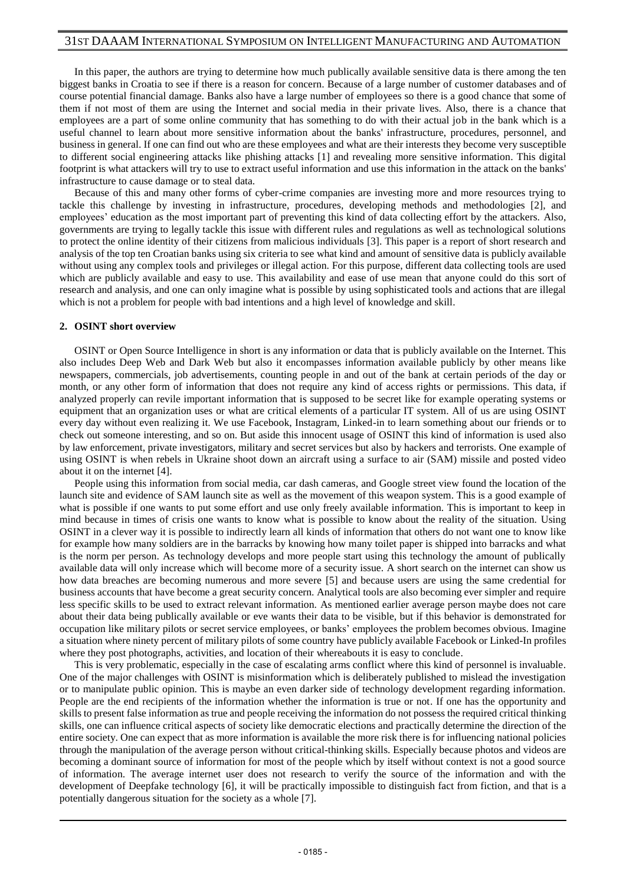In this paper, the authors are trying to determine how much publically available sensitive data is there among the ten biggest banks in Croatia to see if there is a reason for concern. Because of a large number of customer databases and of course potential financial damage. Banks also have a large number of employees so there is a good chance that some of them if not most of them are using the Internet and social media in their private lives. Also, there is a chance that employees are a part of some online community that has something to do with their actual job in the bank which is a useful channel to learn about more sensitive information about the banks' infrastructure, procedures, personnel, and business in general. If one can find out who are these employees and what are their interests they become very susceptible to different social engineering attacks like phishing attacks [1] and revealing more sensitive information. This digital footprint is what attackers will try to use to extract useful information and use this information in the attack on the banks' infrastructure to cause damage or to steal data.

Because of this and many other forms of cyber-crime companies are investing more and more resources trying to tackle this challenge by investing in infrastructure, procedures, developing methods and methodologies [2], and employees' education as the most important part of preventing this kind of data collecting effort by the attackers. Also, governments are trying to legally tackle this issue with different rules and regulations as well as technological solutions to protect the online identity of their citizens from malicious individuals [3]. This paper is a report of short research and analysis of the top ten Croatian banks using six criteria to see what kind and amount of sensitive data is publicly available without using any complex tools and privileges or illegal action. For this purpose, different data collecting tools are used which are publicly available and easy to use. This availability and ease of use mean that anyone could do this sort of research and analysis, and one can only imagine what is possible by using sophisticated tools and actions that are illegal which is not a problem for people with bad intentions and a high level of knowledge and skill.

## 2. OSINT short overview

OSINT or Open Source Intelligence in short is any information or data that is publicly available on the Internet. This also includes Deep Web and Dark Web but also it encompasses information available publicly by other means like newspapers, commercials, job advertisements, counting people in and out of the bank at certain periods of the day or month, or any other form of information that does not require any kind of access rights or permissions. This data, if analyzed properly can revile important information that is supposed to be secret like for example operating systems or equipment that an organization uses or what are critical elements of a particular IT system. All of us are using OSINT every day without even realizing it. We use Facebook, Instagram, Linked-in to learn something about our friends or to check out someone interesting, and so on. But aside this innocent usage of OSINT this kind of information is used also by law enforcement, private investigators, military and secret services but also by hackers and terrorists. One example of using OSINT is when rebels in Ukraine shoot down an aircraft using a surface to air (SAM) missile and posted video about it on the internet [4].

People using this information from social media, car dash cameras, and Google street view found the location of the launch site and evidence of SAM launch site as well as the movement of this weapon system. This is a good example of what is possible if one wants to put some effort and use only freely available information. This is important to keep in mind because in times of crisis one wants to know what is possible to know about the reality of the situation. Using OSINT in a clever way it is possible to indirectly learn all kinds of information that others do not want one to know like for example how many soldiers are in the barracks by knowing how many toilet paper is shipped into barracks and what is the norm per person. As technology develops and more people start using this technology the amount of publically available data will only increase which will become more of a security issue. A short search on the internet can show us how data breaches are becoming numerous and more severe [5] and because users are using the same credential for business accounts that have become a great security concern. Analytical tools are also becoming ever simpler and require less specific skills to be used to extract relevant information. As mentioned earlier average person maybe does not care about their data being publically available or eve wants their data to be visible, but if this behavior is demonstrated for occupation like military pilots or secret service employees, or banks' employees the problem becomes obvious. Imagine a situation where ninety percent of military pilots of some country have publicly available Facebook or Linked-In profiles where they post photographs, activities, and location of their whereabouts it is easy to conclude.

This is very problematic, especially in the case of escalating arms conflict where this kind of personnel is invaluable. One of the major challenges with OSINT is misinformation which is deliberately published to mislead the investigation or to manipulate public opinion. This is maybe an even darker side of technology development regarding information. People are the end recipients of the information whether the information is true or not. If one has the opportunity and skills to present false information as true and people receiving the information do not possess the required critical thinking skills, one can influence critical aspects of society like democratic elections and practically determine the direction of the entire society. One can expect that as more information is available the more risk there is for influencing national policies through the manipulation of the average person without critical-thinking skills. Especially because photos and videos are becoming a dominant source of information for most of the people which by itself without context is not a good source of information. The average internet user does not research to verify the source of the information and with the development of Deepfake technology [6], it will be practically impossible to distinguish fact from fiction, and that is a potentially dangerous situation for the society as a whole [7].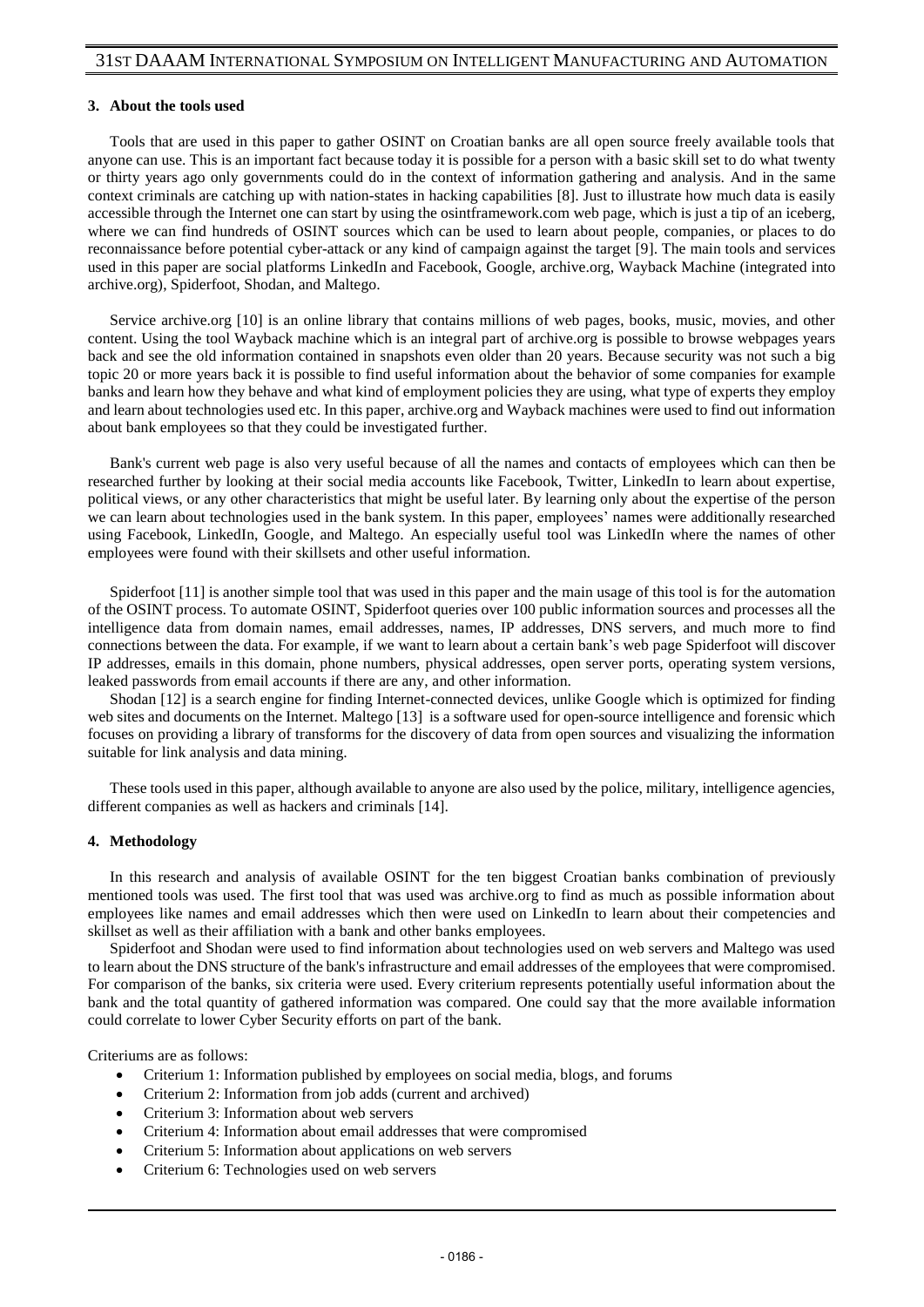### 3. About the tools used

Tools that are used in this paper to gather OSINT on Croatian banks are all open source freely available tools that anyone can use. This is an important fact because today it is possible for a person with a basic skill set to do what twenty or thirty years ago only governments could do in the context of information gathering and analysis. And in the same context criminals are catching up with nation-states in hacking capabilities [8]. Just to illustrate how much data is easily accessible through the Internet one can start by using the osintframework.com web page, which is just a tip of an iceberg, where we can find hundreds of OSINT sources which can be used to learn about people, companies, or places to do reconnaissance before potential cyber-attack or any kind of campaign against the target [9]. The main tools and services used in this paper are social platforms LinkedIn and Facebook, Google, archive.org, Wayback Machine (integrated into archive.org), Spiderfoot, Shodan, and Maltego.

Service archive.org [10] is an online library that contains millions of web pages, books, music, movies, and other content. Using the tool Wayback machine which is an integral part of archive.org is possible to browse webpages years back and see the old information contained in snapshots even older than 20 years. Because security was not such a big topic 20 or more years back it is possible to find useful information about the behavior of some companies for example banks and learn how they behave and what kind of employment policies they are using, what type of experts they employ and learn about technologies used etc. In this paper, archive.org and Wayback machines were used to find out information about bank employees so that they could be investigated further.

Bank's current web page is also very useful because of all the names and contacts of employees which can then be researched further by looking at their social media accounts like Facebook, Twitter, LinkedIn to learn about expertise, political views, or any other characteristics that might be useful later. By learning only about the expertise of the person we can learn about technologies used in the bank system. In this paper, employees' names were additionally researched using Facebook, LinkedIn, Google, and Maltego. An especially useful tool was LinkedIn where the names of other employees were found with their skillsets and other useful information.

Spiderfoot [11] is another simple tool that was used in this paper and the main usage of this tool is for the automation of the OSINT process. To automate OSINT, Spiderfoot queries over 100 public information sources and processes all the intelligence data from domain names, email addresses, names, IP addresses, DNS servers, and much more to find connections between the data. For example, if we want to learn about a certain bank's web page Spiderfoot will discover IP addresses, emails in this domain, phone numbers, physical addresses, open server ports, operating system versions, leaked passwords from email accounts if there are any, and other information.

Shodan [12] is a search engine for finding Internet-connected devices, unlike Google which is optimized for finding web sites and documents on the Internet. Maltego [13] is a software used for open-source intelligence and forensic which focuses on providing a library of transforms for the discovery of data from open sources and visualizing the information suitable for link analysis and data mining.

These tools used in this paper, although available to anyone are also used by the police, military, intelligence agencies, different companies as well as hackers and criminals [14].

### 4. Methodology

In this research and analysis of available OSINT for the ten biggest Croatian banks combination of previously mentioned tools was used. The first tool that was used was archive.org to find as much as possible information about employees like names and email addresses which then were used on LinkedIn to learn about their competencies and skillset as well as their affiliation with a bank and other banks employees.

Spiderfoot and Shodan were used to find information about technologies used on web servers and Maltego was used to learn about the DNS structure of the bank's infrastructure and email addresses of the employees that were compromised. For comparison of the banks, six criteria were used. Every criterium represents potentially useful information about the bank and the total quantity of gathered information was compared. One could say that the more available information could correlate to lower Cyber Security efforts on part of the bank.

Criteriums are as follows:

- Criterium 1: Information published by employees on social media, blogs, and forums
- Criterium 2: Information from job adds (current and archived)
- Criterium 3: Information about web servers
- Criterium 4: Information about email addresses that were compromised
- Criterium 5: Information about applications on web servers
- Criterium 6: Technologies used on web servers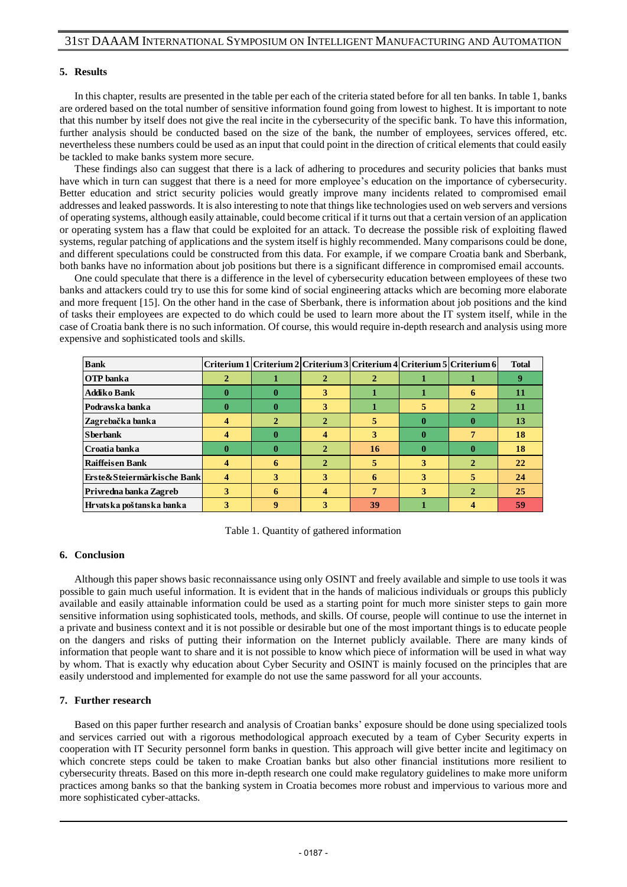## 5. Results

In this chapter, results are presented in the table per each of the criteria stated before for all ten banks. In table 1, banks are ordered based on the total number of sensitive information found going from lowest to highest. It is important to note that this number by itself does not give the real incite in the cybersecurity of the specific bank. To have this information, further analysis should be conducted based on the size of the bank, the number of employees, services offered, etc. nevertheless these numbers could be used as an input that could point in the direction of critical elements that could easily be tackled to make banks system more secure.

These findings also can suggest that there is a lack of adhering to procedures and security policies that banks must have which in turn can suggest that there is a need for more employee's education on the importance of cybersecurity. Better education and strict security policies would greatly improve many incidents related to compromised email addresses and leaked passwords. It is also interesting to note that things like technologies used on web servers and versions of operating systems, although easily attainable, could become critical if it turns out that a certain version of an application or operating system has a flaw that could be exploited for an attack. To decrease the possible risk of exploiting flawed systems, regular patching of applications and the system itself is highly recommended. Many comparisons could be done, and different speculations could be constructed from this data. For example, if we compare Croatia bank and Sberbank, both banks have no information about job positions but there is a significant difference in compromised email accounts.

One could speculate that there is a difference in the level of cybersecurity education between employees of these two banks and attackers could try to use this for some kind of social engineering attacks which are becoming more elaborate and more frequent [15]. On the other hand in the case of Sberbank, there is information about job positions and the kind of tasks their employees are expected to do which could be used to learn more about the IT system itself, while in the case of Croatia bank there is no such information. Of course, this would require in-depth research and analysis using more expensive and sophisticated tools and skills.

| Bank | Criterium 1 | Criterium 2 | Criterium 3 | Criterium 4 | Criterium 5 | Criterium 6 | Total |
|---|---|---|---|---|---|---|---|
| OTP banka | 2 | 1 | 2 | 2 | 1 | 1 | 9 |
| Addiko Bank | 0 | 0 | 3 | 1 | 1 | 6 | 11 |
| Podravska banka | 0 | 0 | 3 | 1 | 5 | 2 | 11 |
| Zagrebačka banka | 4 | 2 | 2 | 5 | 0 | 0 | 13 |
| Sberbank | 4 | 0 | 4 | 3 | 0 | 7 | 18 |
| Croatia banka | 0 | 0 | 2 | 16 | 0 | 0 | 18 |
| Raiffeisen Bank | 4 | 6 | 2 | 5 | 3 | 2 | 22 |
| Erste&Steiermärkische Bank | 4 | 3 | 3 | 6 | 3 | 5 | 24 |
| Privredna banka Zagreb | 3 | 6 | 4 | 7 | 3 | 2 | 25 |
| Hrvatska poštanska banka | 3 | 9 | 3 | 39 | 1 | 4 | 59 |

Table 1. Quantity of gathered information

## 6. Conclusion

Although this paper shows basic reconnaissance using only OSINT and freely available and simple to use tools it was possible to gain much useful information. It is evident that in the hands of malicious individuals or groups this publicly available and easily attainable information could be used as a starting point for much more sinister steps to gain more sensitive information using sophisticated tools, methods, and skills. Of course, people will continue to use the internet in a private and business context and it is not possible or desirable but one of the most important things is to educate people on the dangers and risks of putting their information on the Internet publicly available. There are many kinds of information that people want to share and it is not possible to know which piece of information will be used in what way by whom. That is exactly why education about Cyber Security and OSINT is mainly focused on the principles that are easily understood and implemented for example do not use the same password for all your accounts.

## 7. Further research

Based on this paper further research and analysis of Croatian banks' exposure should be done using specialized tools and services carried out with a rigorous methodological approach executed by a team of Cyber Security experts in cooperation with IT Security personnel form banks in question. This approach will give better incite and legitimacy on which concrete steps could be taken to make Croatian banks but also other financial institutions more resilient to cybersecurity threats. Based on this more in-depth research one could make regulatory guidelines to make more uniform practices among banks so that the banking system in Croatia becomes more robust and impervious to various more and more sophisticated cyber-attacks.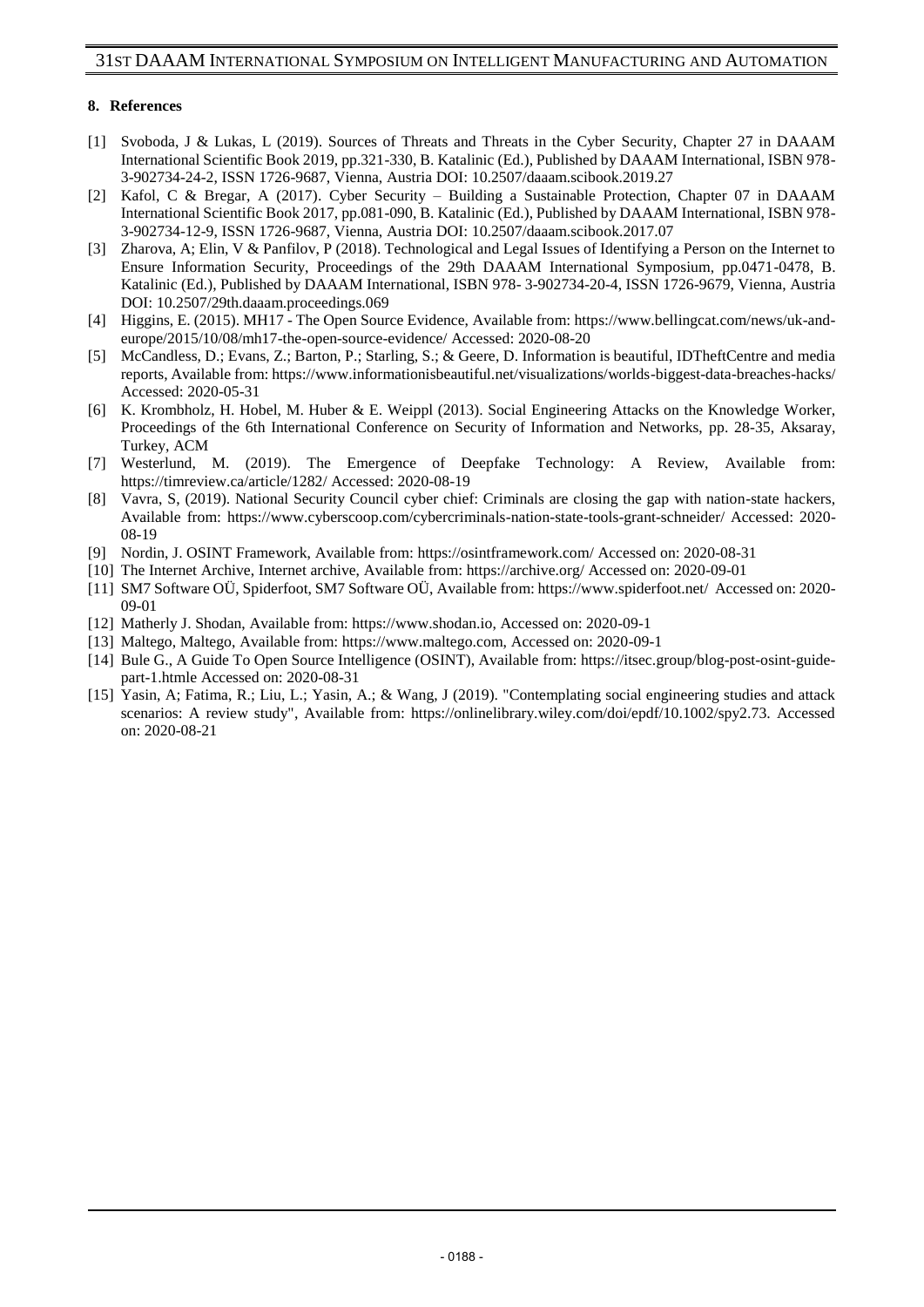#### 8. References

[1] Svoboda, J & Lukas, L (2019). Sources of Threats and Threats in the Cyber Security, Chapter 27 in DAAAM International Scientific Book 2019, pp.321-330, B. Katalinic (Ed.), Published by DAAAM International, ISBN 978-3-902734-24-2, ISSN 1726-9687, Vienna, Austria DOI: 10.2507/daaam.scibook.2019.27

[2] Kafol, C & Bregar, A (2017). Cyber Security – Building a Sustainable Protection, Chapter 07 in DAAAM International Scientific Book 2017, pp.081-090, B. Katalinic (Ed.), Published by DAAAM International, ISBN 978-3-902734-12-9, ISSN 1726-9687, Vienna, Austria DOI: 10.2507/daaam.scibook.2017.07

[3] Zharova, A; Elin, V & Panfilov, P (2018). Technological and Legal Issues of Identifying a Person on the Internet to Ensure Information Security, Proceedings of the 29th DAAAM International Symposium, pp.0471-0478, B. Katalinic (Ed.), Published by DAAAM International, ISBN 978- 3-902734-20-4, ISSN 1726-9679, Vienna, Austria DOI: 10.2507/29th.daaam.proceedings.069

[4] Higgins, E. (2015). MH17 - The Open Source Evidence, Available from: https://www.bellingcat.com/news/uk-and-europe/2015/10/08/mh17-the-open-source-evidence/ Accessed: 2020-08-20

[5] McCandless, D.; Evans, Z.; Barton, P.; Starling, S.; & Geere, D. Information is beautiful, IDTheftCentre and media reports, Available from: https://www.informationisbeautiful.net/visualizations/worlds-biggest-data-breaches-hacks/ Accessed: 2020-05-31

[6] K. Krombholz, H. Hobel, M. Huber & E. Weippl (2013). Social Engineering Attacks on the Knowledge Worker, Proceedings of the 6th International Conference on Security of Information and Networks, pp. 28-35, Aksaray, Turkey, ACM

[7] Westerlund, M. (2019). The Emergence of Deepfake Technology: A Review, Available from: https://timreview.ca/article/1282/ Accessed: 2020-08-19

[8] Vavra, S, (2019). National Security Council cyber chief: Criminals are closing the gap with nation-state hackers, Available from: https://www.cyberscoop.com/cybercriminals-nation-state-tools-grant-schneider/ Accessed: 2020-08-19

[9] Nordin, J. OSINT Framework, Available from: https://osintframework.com/ Accessed on: 2020-08-31

[10] The Internet Archive, Internet archive, Available from: https://archive.org/ Accessed on: 2020-09-01

[11] SM7 Software OÜ, Spiderfoot, SM7 Software OÜ, Available from: https://www.spiderfoot.net/ Accessed on: 2020-09-01

[12] Matherly J. Shodan, Available from: https://www.shodan.io, Accessed on: 2020-09-1

[13] Maltego, Maltego, Available from: https://www.maltego.com, Accessed on: 2020-09-1

[14] Bule G., A Guide To Open Source Intelligence (OSINT), Available from: https://itsec.group/blog-post-osint-guide-part-1.htmle Accessed on: 2020-08-31

[15] Yasin, A; Fatima, R.; Liu, L.; Yasin, A.; & Wang, J (2019). "Contemplating social engineering studies and attack scenarios: A review study", Available from: https://onlinelibrary.wiley.com/doi/epdf/10.1002/spy2.73. Accessed on: 2020-08-21